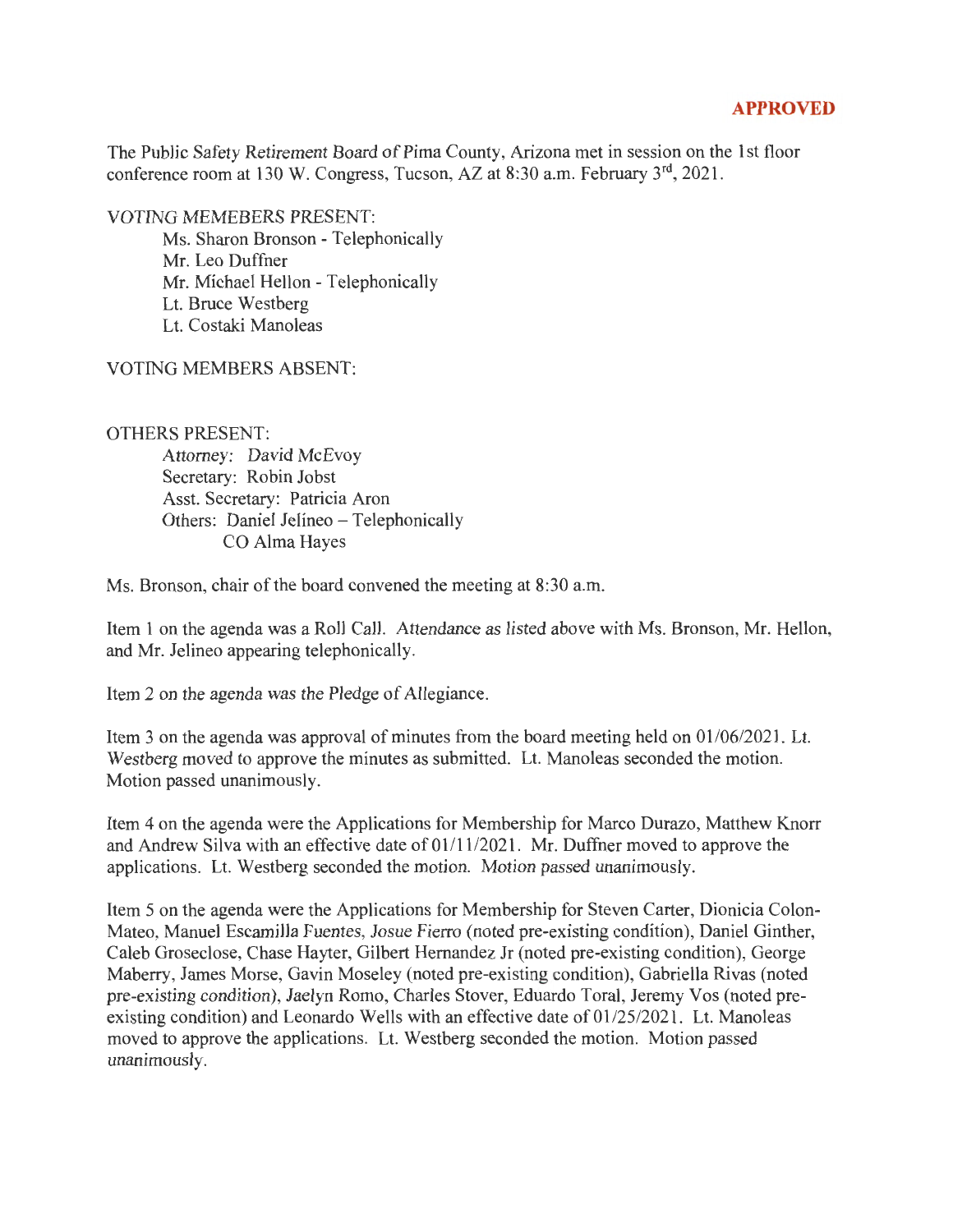**APPROVED**

The Public Safety Retirement Board of Pima County, Arizona met in session on the 1st floor conference room at 130 W. Congress, Tucson, AZ at 8:30 a.m. February 3rd, 2021.

VOTING MEMEBERS PRESENT:

- Ms. Sharon Bronson - Telephonically
- Mr. Leo Duffner
- Mr. Michael Hellon - Telephonically
- Lt. Bruce Westberg
- Lt. Costaki Manoleas

VOTING MEMBERS ABSENT:

OTHERS PRESENT:

- Attorney: David McEvoy
- Secretary: Robin Jobst
- Asst. Secretary: Patricia Aron
- Others: Daniel Jelineo – Telephonically
  CO Alma Hayes

Ms. Bronson, chair of the board convened the meeting at 8:30 a.m.

Item 1 on the agenda was a Roll Call. Attendance as listed above with Ms. Bronson, Mr. Hellon, and Mr. Jelineo appearing telephonically.

Item 2 on the agenda was the Pledge of Allegiance.

Item 3 on the agenda was approval of minutes from the board meeting held on 01/06/2021. Lt. Westberg moved to approve the minutes as submitted. Lt. Manoleas seconded the motion. Motion passed unanimously.

Item 4 on the agenda were the Applications for Membership for Marco Durazo, Matthew Knorr and Andrew Silva with an effective date of 01/11/2021. Mr. Duffner moved to approve the applications. Lt. Westberg seconded the motion. Motion passed unanimously.

Item 5 on the agenda were the Applications for Membership for Steven Carter, Dionicia Colon-Mateo, Manuel Escamilla Fuentes, Josue Fierro (noted pre-existing condition), Daniel Ginther, Caleb Groseclose, Chase Hayter, Gilbert Hernandez Jr (noted pre-existing condition), George Maberry, James Morse, Gavin Moseley (noted pre-existing condition), Gabriella Rivas (noted pre-existing condition), Jaelyn Romo, Charles Stover, Eduardo Toral, Jeremy Vos (noted pre-existing condition) and Leonardo Wells with an effective date of 01/25/2021. Lt. Manoleas moved to approve the applications. Lt. Westberg seconded the motion. Motion passed unanimously.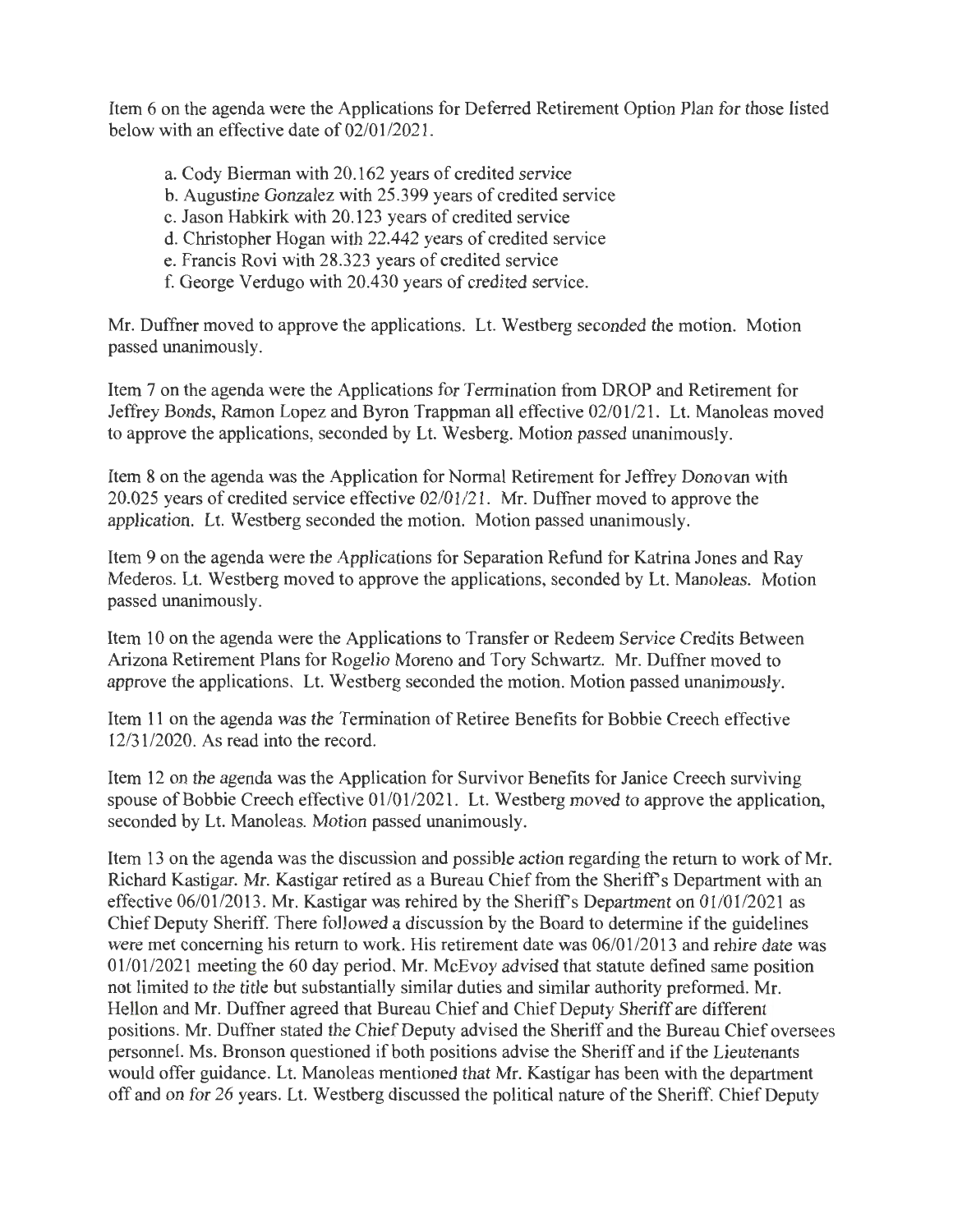Item 6 on the agenda were the Applications for Deferred Retirement Option Plan for those listed below with an effective date of 02/01/2021.

a. Cody Bierman with 20.162 years of credited service
b. Augustine Gonzalez with 25.399 years of credited service
c. Jason Habkirk with 20.123 years of credited service
d. Christopher Hogan with 22.442 years of credited service
e. Francis Rovi with 28.323 years of credited service
f. George Verdugo with 20.430 years of credited service.

Mr. Duffner moved to approve the applications. Lt. Westberg seconded the motion. Motion passed unanimously.

Item 7 on the agenda were the Applications for Termination from DROP and Retirement for Jeffrey Bonds, Ramon Lopez and Byron Trappman all effective 02/01/21. Lt. Manoleas moved to approve the applications, seconded by Lt. Wesberg. Motion passed unanimously.

Item 8 on the agenda was the Application for Normal Retirement for Jeffrey Donovan with 20.025 years of credited service effective 02/01/21. Mr. Duffner moved to approve the application. Lt. Westberg seconded the motion. Motion passed unanimously.

Item 9 on the agenda were the Applications for Separation Refund for Katrina Jones and Ray Mederos. Lt. Westberg moved to approve the applications, seconded by Lt. Manoleas. Motion passed unanimously.

Item 10 on the agenda were the Applications to Transfer or Redeem Service Credits Between Arizona Retirement Plans for Rogelio Moreno and Tory Schwartz. Mr. Duffner moved to approve the applications. Lt. Westberg seconded the motion. Motion passed unanimously.

Item 11 on the agenda was the Termination of Retiree Benefits for Bobbie Creech effective 12/31/2020. As read into the record.

Item 12 on the agenda was the Application for Survivor Benefits for Janice Creech surviving spouse of Bobbie Creech effective 01/01/2021. Lt. Westberg moved to approve the application, seconded by Lt. Manoleas. Motion passed unanimously.

Item 13 on the agenda was the discussion and possible action regarding the return to work of Mr. Richard Kastigar. Mr. Kastigar retired as a Bureau Chief from the Sheriff's Department with an effective 06/01/2013. Mr. Kastigar was rehired by the Sheriff's Department on 01/01/2021 as Chief Deputy Sheriff. There followed a discussion by the Board to determine if the guidelines were met concerning his return to work. His retirement date was 06/01/2013 and rehire date was 01/01/2021 meeting the 60 day period. Mr. McEvoy advised that statute defined same position not limited to the title but substantially similar duties and similar authority preformed. Mr. Hellon and Mr. Duffner agreed that Bureau Chief and Chief Deputy Sheriff are different positions. Mr. Duffner stated the Chief Deputy advised the Sheriff and the Bureau Chief oversees personnel. Ms. Bronson questioned if both positions advise the Sheriff and if the Lieutenants would offer guidance. Lt. Manoleas mentioned that Mr. Kastigar has been with the department off and on for 26 years. Lt. Westberg discussed the political nature of the Sheriff. Chief Deputy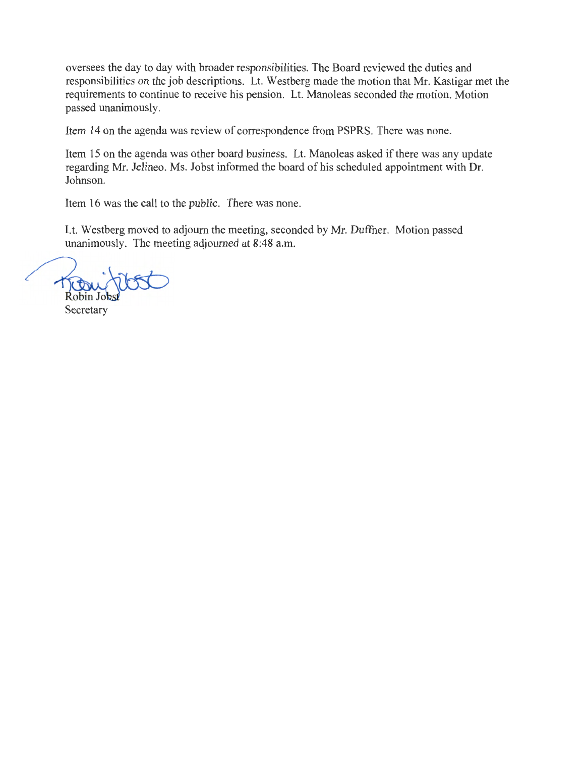oversees the day to day with broader responsibilities. The Board reviewed the duties and responsibilities on the job descriptions. Lt. Westberg made the motion that Mr. Kastigar met the requirements to continue to receive his pension. Lt. Manoleas seconded the motion. Motion passed unanimously.

Item 14 on the agenda was review of correspondence from PSPRS. There was none.

Item 15 on the agenda was other board business. Lt. Manoleas asked if there was any update regarding Mr. Jelineo. Ms. Jobst informed the board of his scheduled appointment with Dr. Johnson.

Item 16 was the call to the public. There was none.

Lt. Westberg moved to adjourn the meeting, seconded by Mr. Duffner. Motion passed unanimously. The meeting adjourned at 8:48 a.m.

Robin Jobst
Secretary